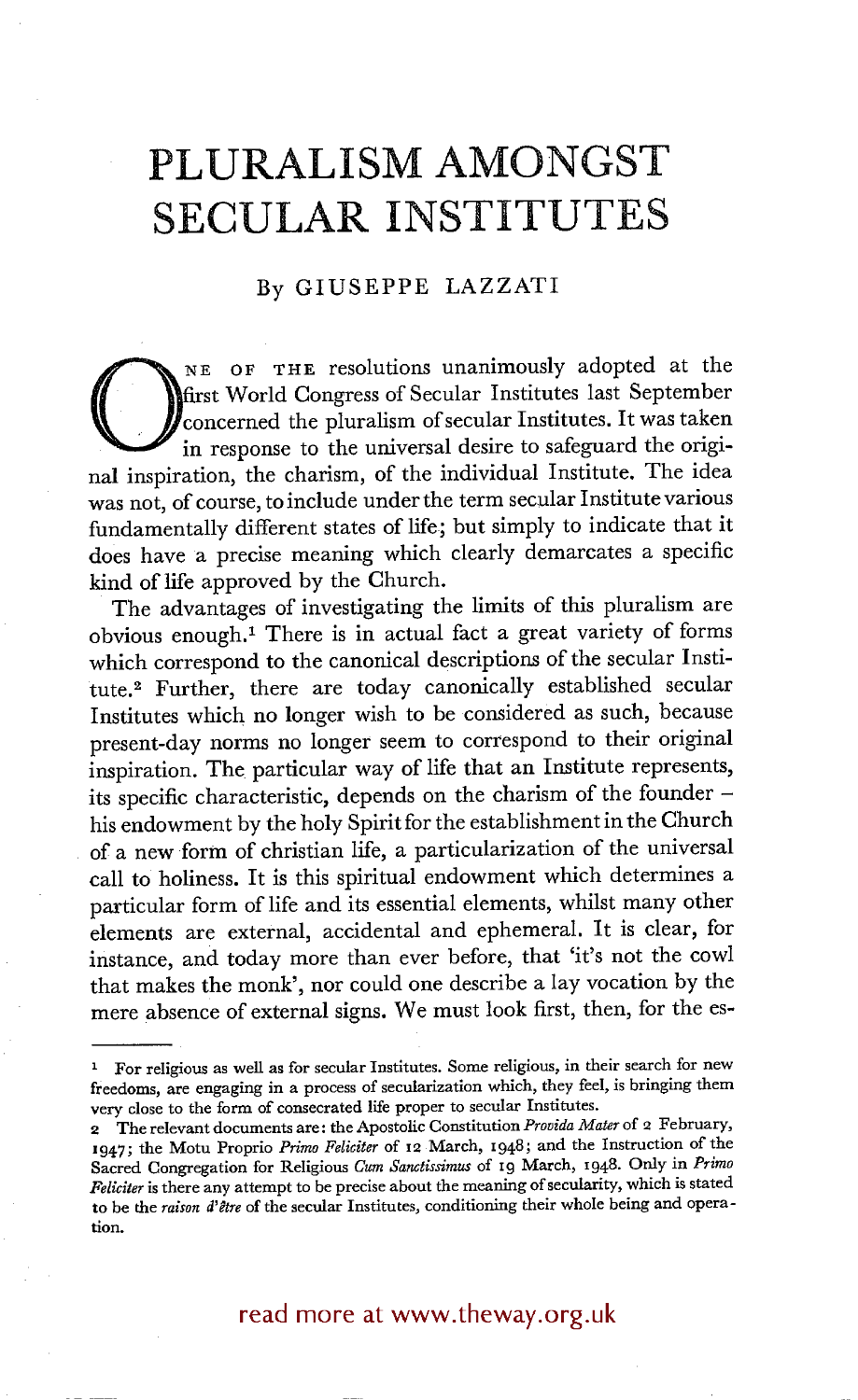# PLURALISM AMONGST SECULAR INSTITUTES

By GIUSEPPE LAZZATI

One of the resolutions unanimously adopted at the first World Congress of Secular Institutes last September concerned the pluralism of secular Institutes. It was taken in response to the universal desire to safeguard the original inspiration, the charism, of the individual Institute. The idea was not, of course, to include under the term secular Institute various fundamentally different states of life; but simply to indicate that it does have a precise meaning which clearly demarcates a specific kind of life approved by the Church.

The advantages of investigating the limits of this pluralism are obvious enough.[1] There is in actual fact a great variety of forms which correspond to the canonical descriptions of the secular Institute.[2] Further, there are today canonically established secular Institutes which no longer wish to be considered as such, because present-day norms no longer seem to correspond to their original inspiration. The particular way of life that an Institute represents, its specific characteristic, depends on the charism of the founder – his endowment by the holy Spirit for the establishment in the Church of a new form of christian life, a particularization of the universal call to holiness. It is this spiritual endowment which determines a particular form of life and its essential elements, whilst many other elements are external, accidental and ephemeral. It is clear, for instance, and today more than ever before, that 'it's not the cowl that makes the monk', nor could one describe a lay vocation by the mere absence of external signs. We must look first, then, for the es-

---

[1] For religious as well as for secular Institutes. Some religious, in their search for new freedoms, are engaging in a process of secularization which, they feel, is bringing them very close to the form of consecrated life proper to secular Institutes.

[2] The relevant documents are: the Apostolic Constitution *Provida Mater* of 2 February, 1947; the Motu Proprio *Primo Feliciter* of 12 March, 1948; and the Instruction of the Sacred Congregation for Religious *Cum Sanctissimus* of 19 March, 1948. Only in *Primo Feliciter* is there any attempt to be precise about the meaning of secularity, which is stated to be the *raison d'être* of the secular Institutes, conditioning their whole being and operation.

read more at www.theway.org.uk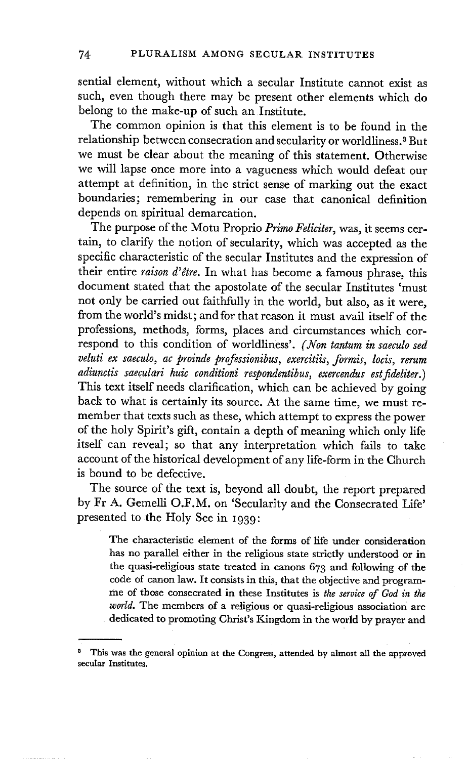sential element, without which a secular Institute cannot exist as such, even though there may be present other elements which do belong to the make-up of such an Institute.

The common opinion is that this element is to be found in the relationship between consecration and secularity or worldliness.[3] But we must be clear about the meaning of this statement. Otherwise we will lapse once more into a vagueness which would defeat our attempt at definition, in the strict sense of marking out the exact boundaries; remembering in our case that canonical definition depends on spiritual demarcation.

The purpose of the Motu Proprio *Primo Feliciter*, was, it seems certain, to clarify the notion of secularity, which was accepted as the specific characteristic of the secular Institutes and the expression of their entire *raison d'être*. In what has become a famous phrase, this document stated that the apostolate of the secular Institutes 'must not only be carried out faithfully in the world, but also, as it were, from the world's midst; and for that reason it must avail itself of the professions, methods, forms, places and circumstances which correspond to this condition of worldliness'. *(Non tantum in saeculo sed veluti ex saeculo, ac proinde professionibus, exercitiis, formis, locis, rerum adiunctis saeculari huic conditioni respondentibus, exercendus est fideliter.)* This text itself needs clarification, which can be achieved by going back to what is certainly its source. At the same time, we must remember that texts such as these, which attempt to express the power of the holy Spirit's gift, contain a depth of meaning which only life itself can reveal; so that any interpretation which fails to take account of the historical development of any life-form in the Church is bound to be defective.

The source of the text is, beyond all doubt, the report prepared by Fr A. Gemelli O.F.M. on 'Secularity and the Consecrated Life' presented to the Holy See in 1939:

> The characteristic element of the forms of life under consideration has no parallel either in the religious state strictly understood or in the quasi-religious state treated in canons 673 and following of the code of canon law. It consists in this, that the objective and programme of those consecrated in these Institutes is *the service of God in the world.* The members of a religious or quasi-religious association are dedicated to promoting Christ's Kingdom in the world by prayer and

---

[3] This was the general opinion at the Congress, attended by almost all the approved secular Institutes.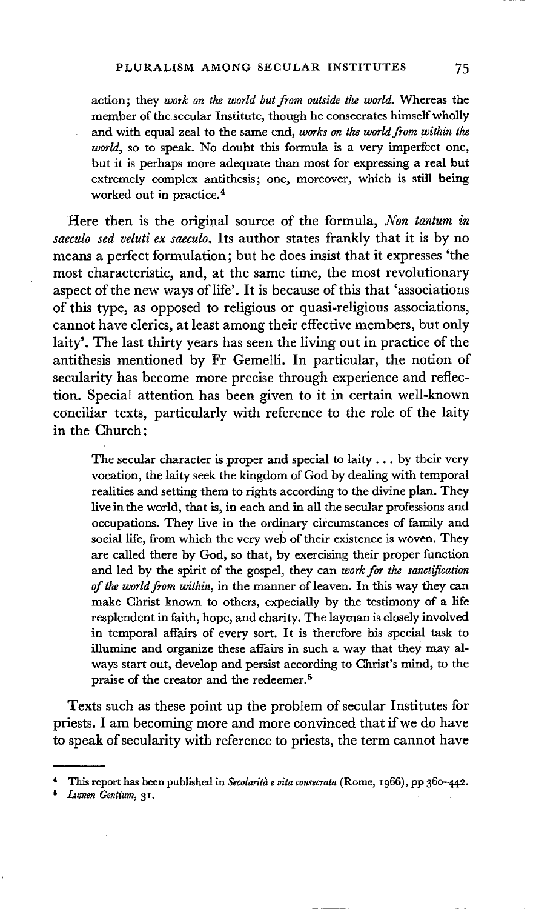> action; they *work on the world but from outside the world.* Whereas the member of the secular Institute, though he consecrates himself wholly and with equal zeal to the same end, *works on the world from within the world*, so to speak. No doubt this formula is a very imperfect one, but it is perhaps more adequate than most for expressing a real but extremely complex antithesis; one, moreover, which is still being worked out in practice.[4]

Here then is the original source of the formula, *Non tantum in saeculo sed veluti ex saeculo*. Its author states frankly that it is by no means a perfect formulation; but he does insist that it expresses 'the most characteristic, and, at the same time, the most revolutionary aspect of the new ways of life'. It is because of this that 'associations of this type, as opposed to religious or quasi-religious associations, cannot have clerics, at least among their effective members, but only laity'. The last thirty years has seen the living out in practice of the antithesis mentioned by Fr Gemelli. In particular, the notion of secularity has become more precise through experience and reflection. Special attention has been given to it in certain well-known conciliar texts, particularly with reference to the role of the laity in the Church:

> The secular character is proper and special to laity . . . by their very vocation, the laity seek the kingdom of God by dealing with temporal realities and setting them to rights according to the divine plan. They live in the world, that is, in each and in all the secular professions and occupations. They live in the ordinary circumstances of family and social life, from which the very web of their existence is woven. They are called there by God, so that, by exercising their proper function and led by the spirit of the gospel, they can *work for the sanctification of the world from within*, in the manner of leaven. In this way they can make Christ known to others, expecially by the testimony of a life resplendent in faith, hope, and charity. The layman is closely involved in temporal affairs of every sort. It is therefore his special task to illumine and organize these affairs in such a way that they may always start out, develop and persist according to Christ's mind, to the praise of the creator and the redeemer.[5]

Texts such as these point up the problem of secular Institutes for priests. I am becoming more and more convinced that if we do have to speak of secularity with reference to priests, the term cannot have

---

[4] This report has been published in *Secolarità e vita consecrata* (Rome, 1966), pp 360–442.

[5] *Lumen Gentium*, 31.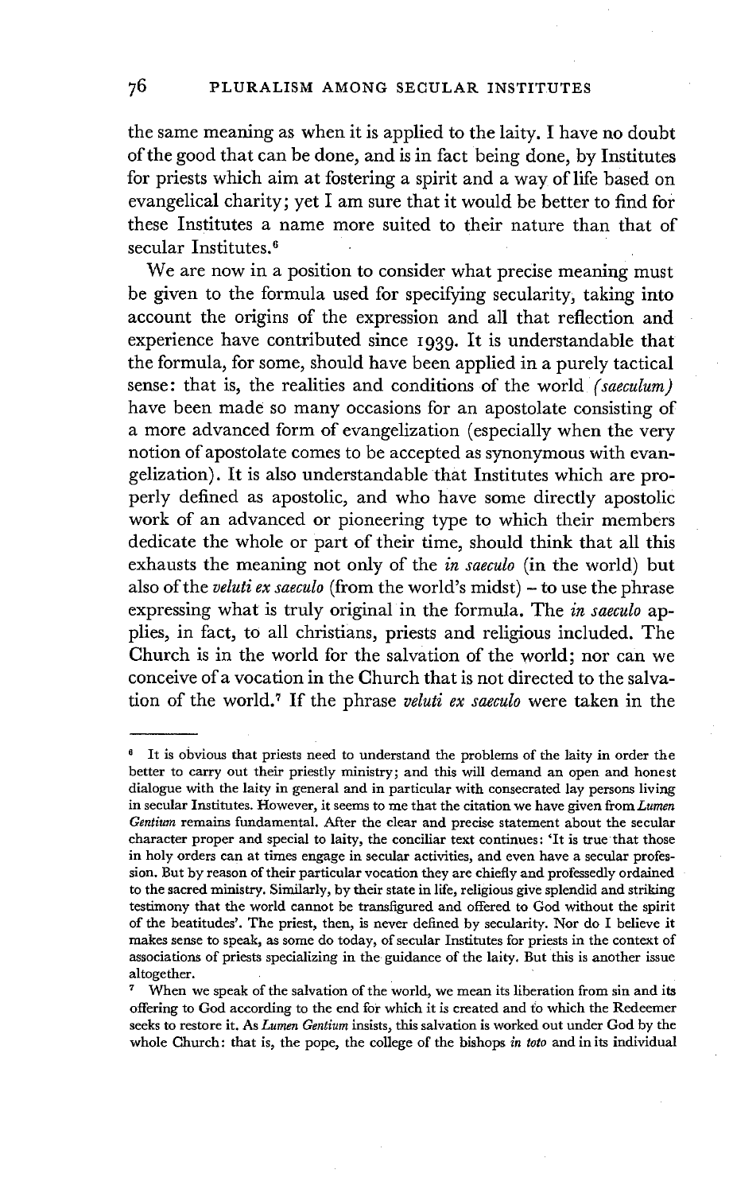the same meaning as when it is applied to the laity. I have no doubt of the good that can be done, and is in fact being done, by Institutes for priests which aim at fostering a spirit and a way of life based on evangelical charity; yet I am sure that it would be better to find for these Institutes a name more suited to their nature than that of secular Institutes.[6]

We are now in a position to consider what precise meaning must be given to the formula used for specifying secularity, taking into account the origins of the expression and all that reflection and experience have contributed since 1939. It is understandable that the formula, for some, should have been applied in a purely tactical sense: that is, the realities and conditions of the world *(saeculum)* have been made so many occasions for an apostolate consisting of a more advanced form of evangelization (especially when the very notion of apostolate comes to be accepted as synonymous with evangelization). It is also understandable that Institutes which are properly defined as apostolic, and who have some directly apostolic work of an advanced or pioneering type to which their members dedicate the whole or part of their time, should think that all this exhausts the meaning not only of the *in saeculo* (in the world) but also of the *veluti ex saeculo* (from the world's midst) – to use the phrase expressing what is truly original in the formula. The *in saeculo* applies, in fact, to all christians, priests and religious included. The Church is in the world for the salvation of the world; nor can we conceive of a vocation in the Church that is not directed to the salvation of the world.[7] If the phrase *veluti ex saeculo* were taken in the

---

[6] It is obvious that priests need to understand the problems of the laity in order the better to carry out their priestly ministry; and this will demand an open and honest dialogue with the laity in general and in particular with consecrated lay persons living in secular Institutes. However, it seems to me that the citation we have given from *Lumen Gentium* remains fundamental. After the clear and precise statement about the secular character proper and special to laity, the conciliar text continues: 'It is true that those in holy orders can at times engage in secular activities, and even have a secular profession. But by reason of their particular vocation they are chiefly and professedly ordained to the sacred ministry. Similarly, by their state in life, religious give splendid and striking testimony that the world cannot be transfigured and offered to God without the spirit of the beatitudes'. The priest, then, is never defined by secularity. Nor do I believe it makes sense to speak, as some do today, of secular Institutes for priests in the context of associations of priests specializing in the guidance of the laity. But this is another issue altogether.

[7] When we speak of the salvation of the world, we mean its liberation from sin and its offering to God according to the end for which it is created and to which the Redeemer seeks to restore it. As *Lumen Gentium* insists, this salvation is worked out under God by the whole Church: that is, the pope, the college of the bishops *in toto* and in its individual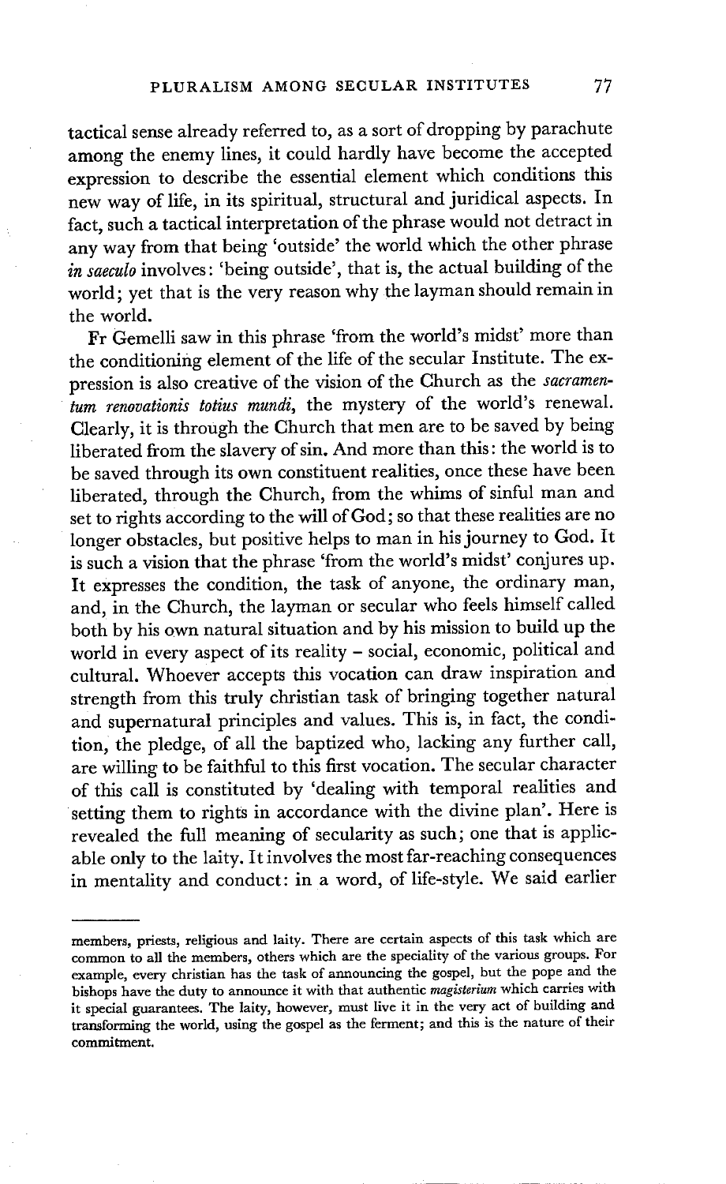tactical sense already referred to, as a sort of dropping by parachute among the enemy lines, it could hardly have become the accepted expression to describe the essential element which conditions this new way of life, in its spiritual, structural and juridical aspects. In fact, such a tactical interpretation of the phrase would not detract in any way from that being 'outside' the world which the other phrase *in saeculo* involves: 'being outside', that is, the actual building of the world; yet that is the very reason why the layman should remain in the world.

Fr Gemelli saw in this phrase 'from the world's midst' more than the conditioning element of the life of the secular Institute. The expression is also creative of the vision of the Church as the *sacramentum renovationis totius mundi*, the mystery of the world's renewal. Clearly, it is through the Church that men are to be saved by being liberated from the slavery of sin. And more than this: the world is to be saved through its own constituent realities, once these have been liberated, through the Church, from the whims of sinful man and set to rights according to the will of God; so that these realities are no longer obstacles, but positive helps to man in his journey to God. It is such a vision that the phrase 'from the world's midst' conjures up. It expresses the condition, the task of anyone, the ordinary man, and, in the Church, the layman or secular who feels himself called both by his own natural situation and by his mission to build up the world in every aspect of its reality – social, economic, political and cultural. Whoever accepts this vocation can draw inspiration and strength from this truly christian task of bringing together natural and supernatural principles and values. This is, in fact, the condition, the pledge, of all the baptized who, lacking any further call, are willing to be faithful to this first vocation. The secular character of this call is constituted by 'dealing with temporal realities and setting them to rights in accordance with the divine plan'. Here is revealed the full meaning of secularity as such; one that is applicable only to the laity. It involves the most far-reaching consequences in mentality and conduct: in a word, of life-style. We said earlier

---

members, priests, religious and laity. There are certain aspects of this task which are common to all the members, others which are the speciality of the various groups. For example, every christian has the task of announcing the gospel, but the pope and the bishops have the duty to announce it with that authentic *magisterium* which carries with it special guarantees. The laity, however, must live it in the very act of building and transforming the world, using the gospel as the ferment; and this is the nature of their commitment.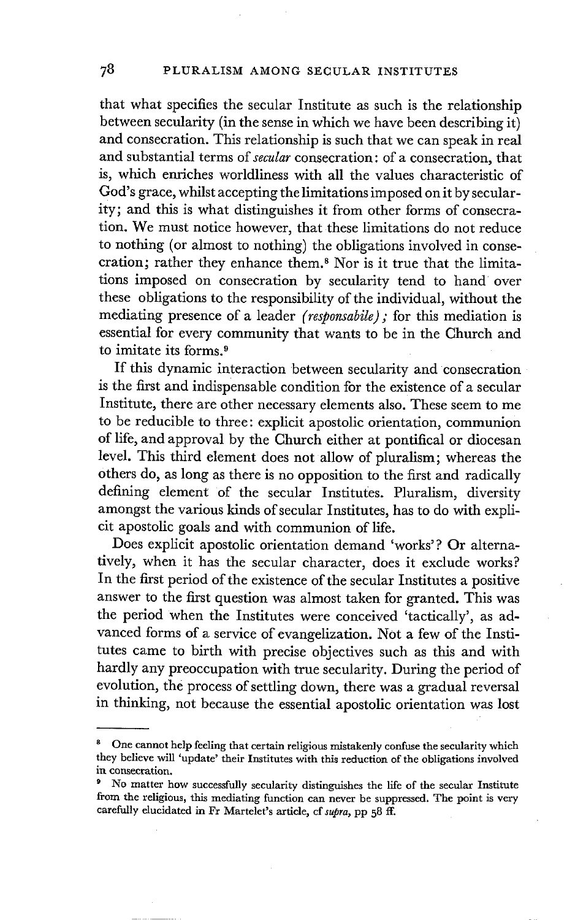that what specifies the secular Institute as such is the relationship between secularity (in the sense in which we have been describing it) and consecration. This relationship is such that we can speak in real and substantial terms of *secular* consecration: of a consecration, that is, which enriches worldliness with all the values characteristic of God's grace, whilst accepting the limitations imposed on it by secularity; and this is what distinguishes it from other forms of consecration. We must notice however, that these limitations do not reduce to nothing (or almost to nothing) the obligations involved in consecration; rather they enhance them.[8] Nor is it true that the limitations imposed on consecration by secularity tend to hand over these obligations to the responsibility of the individual, without the mediating presence of a leader *(responsabile)*; for this mediation is essential for every community that wants to be in the Church and to imitate its forms.[9]

If this dynamic interaction between secularity and consecration is the first and indispensable condition for the existence of a secular Institute, there are other necessary elements also. These seem to me to be reducible to three: explicit apostolic orientation, communion of life, and approval by the Church either at pontifical or diocesan level. This third element does not allow of pluralism; whereas the others do, as long as there is no opposition to the first and radically defining element of the secular Institutes. Pluralism, diversity amongst the various kinds of secular Institutes, has to do with explicit apostolic goals and with communion of life.

Does explicit apostolic orientation demand 'works'? Or alternatively, when it has the secular character, does it exclude works? In the first period of the existence of the secular Institutes a positive answer to the first question was almost taken for granted. This was the period when the Institutes were conceived 'tactically', as advanced forms of a service of evangelization. Not a few of the Institutes came to birth with precise objectives such as this and with hardly any preoccupation with true secularity. During the period of evolution, the process of settling down, there was a gradual reversal in thinking, not because the essential apostolic orientation was lost

---

[8] One cannot help feeling that certain religious mistakenly confuse the secularity which they believe will 'update' their Institutes with this reduction of the obligations involved in consecration.

[9] No matter how successfully secularity distinguishes the life of the secular Institute from the religious, this mediating function can never be suppressed. The point is very carefully elucidated in Fr Martelet's article, cf *supra*, pp 58 ff.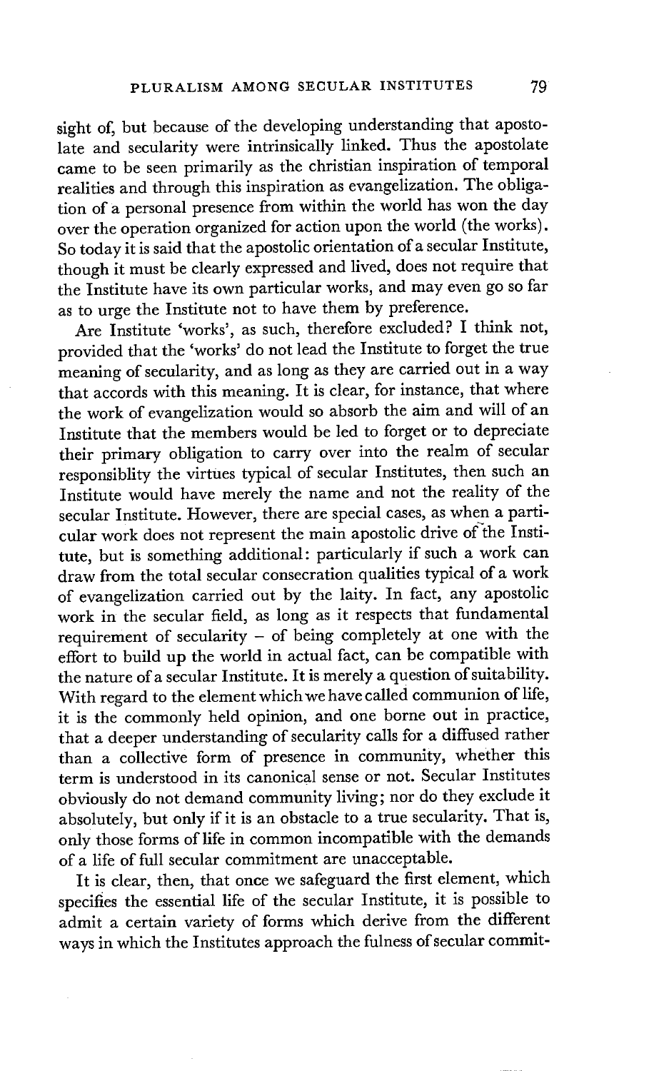sight of, but because of the developing understanding that apostolate and secularity were intrinsically linked. Thus the apostolate came to be seen primarily as the christian inspiration of temporal realities and through this inspiration as evangelization. The obligation of a personal presence from within the world has won the day over the operation organized for action upon the world (the works). So today it is said that the apostolic orientation of a secular Institute, though it must be clearly expressed and lived, does not require that the Institute have its own particular works, and may even go so far as to urge the Institute not to have them by preference.

Are Institute 'works', as such, therefore excluded? I think not, provided that the 'works' do not lead the Institute to forget the true meaning of secularity, and as long as they are carried out in a way that accords with this meaning. It is clear, for instance, that where the work of evangelization would so absorb the aim and will of an Institute that the members would be led to forget or to depreciate their primary obligation to carry over into the realm of secular responsiblity the virtues typical of secular Institutes, then such an Institute would have merely the name and not the reality of the secular Institute. However, there are special cases, as when a particular work does not represent the main apostolic drive of the Institute, but is something additional: particularly if such a work can draw from the total secular consecration qualities typical of a work of evangelization carried out by the laity. In fact, any apostolic work in the secular field, as long as it respects that fundamental requirement of secularity – of being completely at one with the effort to build up the world in actual fact, can be compatible with the nature of a secular Institute. It is merely a question of suitability. With regard to the element which we have called communion of life, it is the commonly held opinion, and one borne out in practice, that a deeper understanding of secularity calls for a diffused rather than a collective form of presence in community, whether this term is understood in its canonical sense or not. Secular Institutes obviously do not demand community living; nor do they exclude it absolutely, but only if it is an obstacle to a true secularity. That is, only those forms of life in common incompatible with the demands of a life of full secular commitment are unacceptable.

It is clear, then, that once we safeguard the first element, which specifies the essential life of the secular Institute, it is possible to admit a certain variety of forms which derive from the different ways in which the Institutes approach the fulness of secular commit-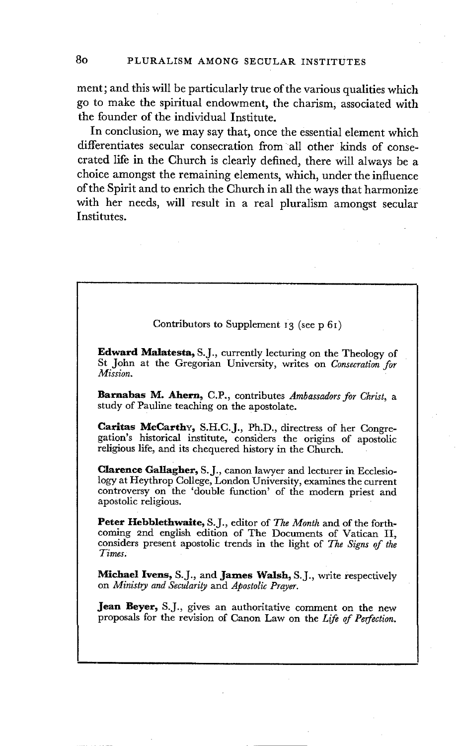ment; and this will be particularly true of the various qualities which go to make the spiritual endowment, the charism, associated with the founder of the individual Institute.

In conclusion, we may say that, once the essential element which differentiates secular consecration from all other kinds of consecrated life in the Church is clearly defined, there will always be a choice amongst the remaining elements, which, under the influence of the Spirit and to enrich the Church in all the ways that harmonize with her needs, will result in a real pluralism amongst secular Institutes.

Contributors to Supplement 13 (see p 61)

**Edward Malatesta,** S.J., currently lecturing on the Theology of St John at the Gregorian University, writes on *Consecration for Mission.*

**Barnabas M. Ahern,** C.P., contributes *Ambassadors for Christ,* a study of Pauline teaching on the apostolate.

**Caritas McCarthy,** S.H.C.J., Ph.D., directress of her Congregation's historical institute, considers the origins of apostolic religious life, and its chequered history in the Church.

**Clarence Gallagher,** S.J., canon lawyer and lecturer in Ecclesiology at Heythrop College, London University, examines the current controversy on the 'double function' of the modern priest and apostolic religious.

**Peter Hebblethwaite,** S.J., editor of *The Month* and of the forthcoming 2nd english edition of The Documents of Vatican II, considers present apostolic trends in the light of *The Signs of the Times.*

**Michael Ivens,** S.J., and **James Walsh,** S.J., write respectively on *Ministry and Secularity* and *Apostolic Prayer.*

**Jean Beyer,** S.J., gives an authoritative comment on the new proposals for the revision of Canon Law on the *Life of Perfection.*